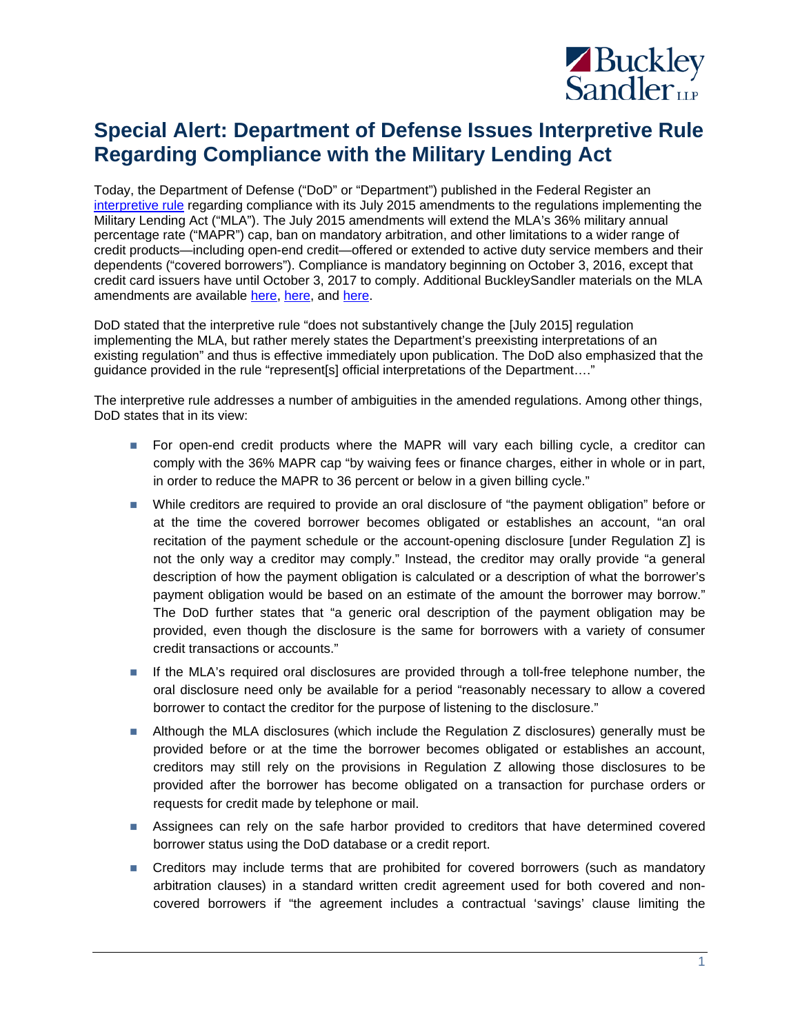# Special Alert: Department of Defense Issues Interpretive Rule Regarding Compliance with the Military Lending Act

Today, the Department of Defense ("DoD" or "Department") published in the Federal Register an interpretive rule regarding compliance with its July 2015 amendments to the regulations implementing the Military Lending Act ("MLA"). The July 2015 amendments will extend the MLA's 36% military annual percentage rate ("MAPR") cap, ban on mandatory arbitration, and other limitations to a wider range of credit products—including open-end credit—offered or extended to active duty service members and their dependents ("covered borrowers"). Compliance is mandatory beginning on October 3, 2016, except that credit card issuers have until October 3, 2017 to comply. Additional BuckleySandler materials on the MLA amendments are available here, here, and here.

DoD stated that the interpretive rule "does not substantively change the [July 2015] regulation implementing the MLA, but rather merely states the Department's preexisting interpretations of an existing regulation" and thus is effective immediately upon publication. The DoD also emphasized that the guidance provided in the rule "represent[s] official interpretations of the Department…."

The interpretive rule addresses a number of ambiguities in the amended regulations. Among other things, DoD states that in its view:

- For open-end credit products where the MAPR will vary each billing cycle, a creditor can comply with the 36% MAPR cap "by waiving fees or finance charges, either in whole or in part, in order to reduce the MAPR to 36 percent or below in a given billing cycle."
- While creditors are required to provide an oral disclosure of "the payment obligation" before or at the time the covered borrower becomes obligated or establishes an account, "an oral recitation of the payment schedule or the account-opening disclosure [under Regulation Z] is not the only way a creditor may comply." Instead, the creditor may orally provide "a general description of how the payment obligation is calculated or a description of what the borrower's payment obligation would be based on an estimate of the amount the borrower may borrow." The DoD further states that "a generic oral description of the payment obligation may be provided, even though the disclosure is the same for borrowers with a variety of consumer credit transactions or accounts."
- If the MLA's required oral disclosures are provided through a toll-free telephone number, the oral disclosure need only be available for a period "reasonably necessary to allow a covered borrower to contact the creditor for the purpose of listening to the disclosure."
- Although the MLA disclosures (which include the Regulation Z disclosures) generally must be provided before or at the time the borrower becomes obligated or establishes an account, creditors may still rely on the provisions in Regulation Z allowing those disclosures to be provided after the borrower has become obligated on a transaction for purchase orders or requests for credit made by telephone or mail.
- Assignees can rely on the safe harbor provided to creditors that have determined covered borrower status using the DoD database or a credit report.
- Creditors may include terms that are prohibited for covered borrowers (such as mandatory arbitration clauses) in a standard written credit agreement used for both covered and non-covered borrowers if "the agreement includes a contractual 'savings' clause limiting the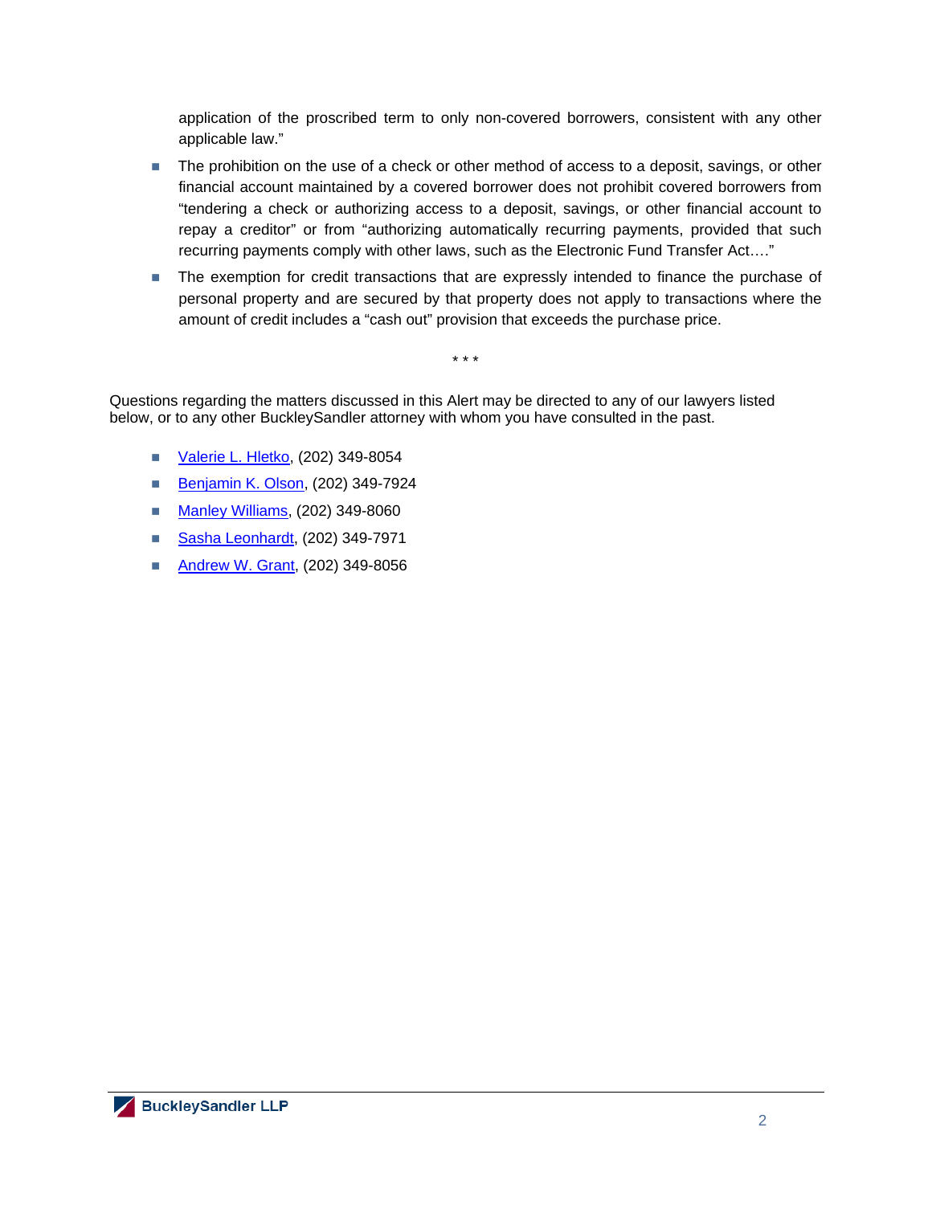application of the proscribed term to only non-covered borrowers, consistent with any other applicable law."

- The prohibition on the use of a check or other method of access to a deposit, savings, or other financial account maintained by a covered borrower does not prohibit covered borrowers from "tendering a check or authorizing access to a deposit, savings, or other financial account to repay a creditor" or from "authorizing automatically recurring payments, provided that such recurring payments comply with other laws, such as the Electronic Fund Transfer Act…."
- The exemption for credit transactions that are expressly intended to finance the purchase of personal property and are secured by that property does not apply to transactions where the amount of credit includes a "cash out" provision that exceeds the purchase price.

\* \* \*

Questions regarding the matters discussed in this Alert may be directed to any of our lawyers listed below, or to any other BuckleySandler attorney with whom you have consulted in the past.

- Valerie L. Hletko, (202) 349-8054
- Benjamin K. Olson, (202) 349-7924
- Manley Williams, (202) 349-8060
- Sasha Leonhardt, (202) 349-7971
- Andrew W. Grant, (202) 349-8056